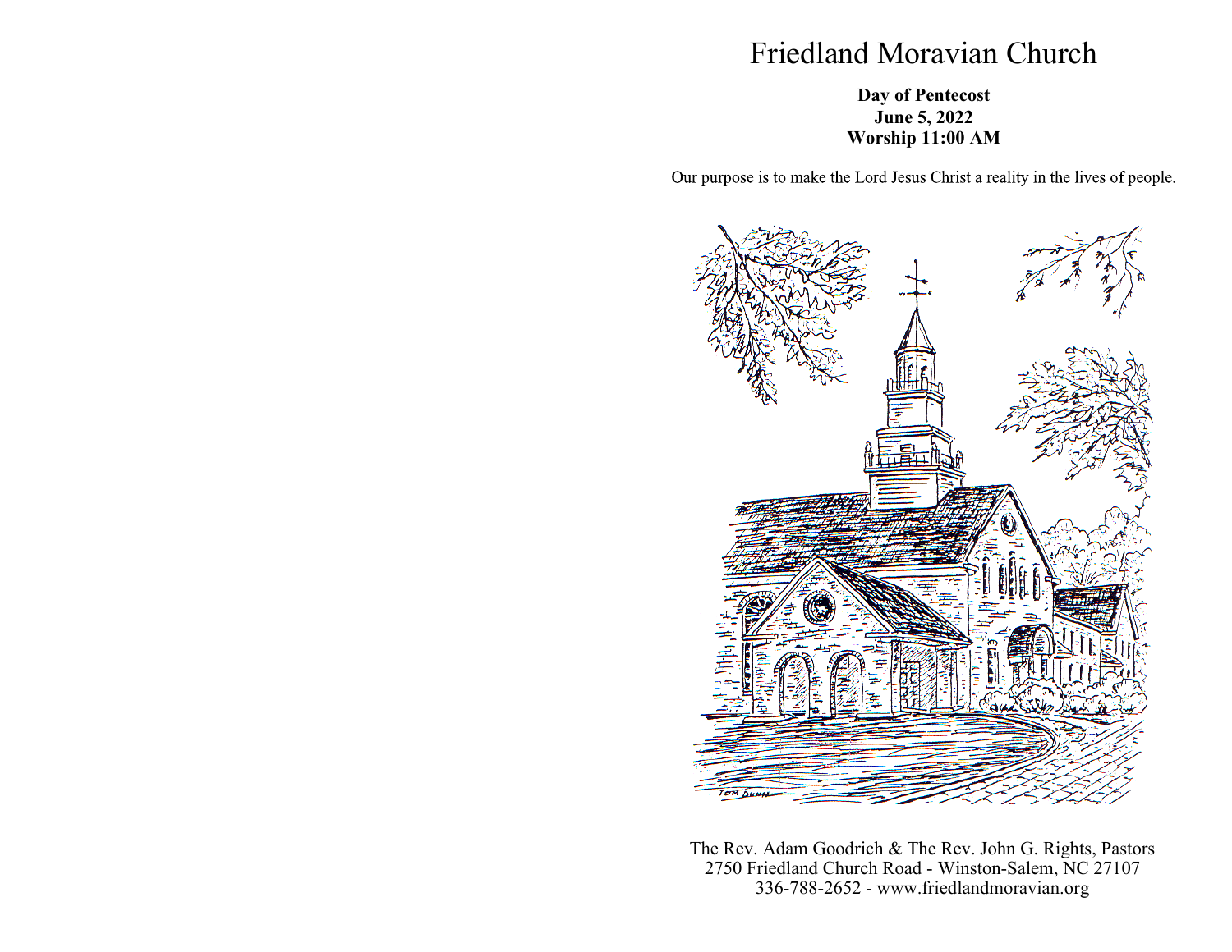# Friedland Moravian Church

**Day of Pentecost**
**June 5, 2022**
**Worship 11:00 AM**

Our purpose is to make the Lord Jesus Christ a reality in the lives of people.

The Rev. Adam Goodrich & The Rev. John G. Rights, Pastors
2750 Friedland Church Road - Winston-Salem, NC 27107
336-788-2652 - www.friedlandmoravian.org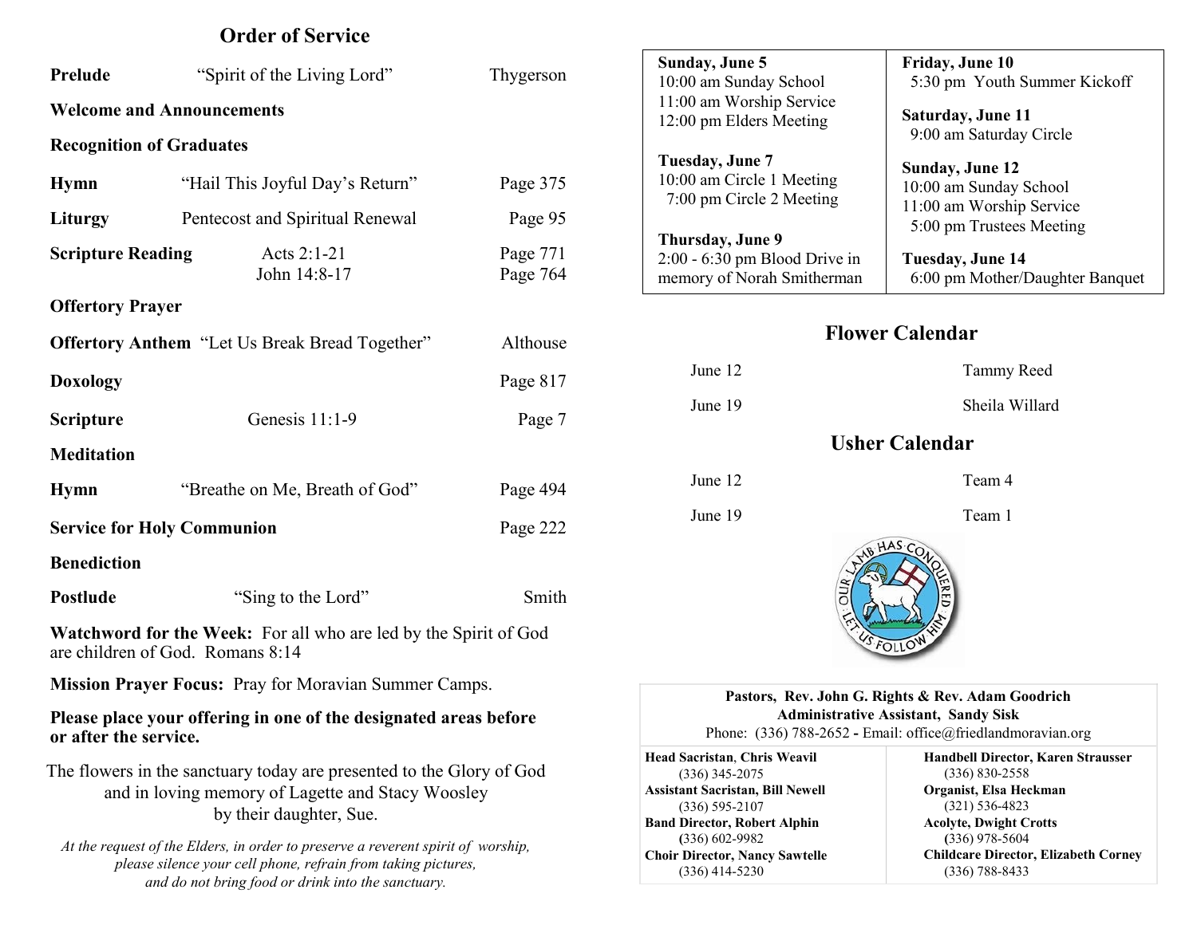## Order of Service

| | | |
|---|---|---|
| **Prelude** | "Spirit of the Living Lord" | Thygerson |
| **Welcome and Announcements** | | |
| **Recognition of Graduates** | | |
| **Hymn** | "Hail This Joyful Day's Return" | Page 375 |
| **Liturgy** | Pentecost and Spiritual Renewal | Page 95 |
| **Scripture Reading** | Acts 2:1-21<br>John 14:8-17 | Page 771<br>Page 764 |
| **Offertory Prayer** | | |
| **Offertory Anthem** | "Let Us Break Bread Together" | Althouse |
| **Doxology** | | Page 817 |
| **Scripture** | Genesis 11:1-9 | Page 7 |
| **Meditation** | | |
| **Hymn** | "Breathe on Me, Breath of God" | Page 494 |
| **Service for Holy Communion** | | Page 222 |
| **Benediction** | | |
| **Postlude** | "Sing to the Lord" | Smith |

**Watchword for the Week:** For all who are led by the Spirit of God are children of God. Romans 8:14

**Mission Prayer Focus:** Pray for Moravian Summer Camps.

**Please place your offering in one of the designated areas before or after the service.**

The flowers in the sanctuary today are presented to the Glory of God and in loving memory of Lagette and Stacy Woosley by their daughter, Sue.

*At the request of the Elders, in order to preserve a reverent spirit of worship, please silence your cell phone, refrain from taking pictures, and do not bring food or drink into the sanctuary.*

**Sunday, June 5**
10:00 am Sunday School
11:00 am Worship Service
12:00 pm Elders Meeting

**Tuesday, June 7**
10:00 am Circle 1 Meeting
7:00 pm Circle 2 Meeting

**Thursday, June 9**
2:00 - 6:30 pm Blood Drive in memory of Norah Smitherman

**Friday, June 10**
5:30 pm Youth Summer Kickoff

**Saturday, June 11**
9:00 am Saturday Circle

**Sunday, June 12**
10:00 am Sunday School
11:00 am Worship Service
5:00 pm Trustees Meeting

**Tuesday, June 14**
6:00 pm Mother/Daughter Banquet

## Flower Calendar

| | |
|---|---|
| June 12 | Tammy Reed |
| June 19 | Sheila Willard |

## Usher Calendar

| | |
|---|---|
| June 12 | Team 4 |
| June 19 | Team 1 |

OUR LAMB HAS CONQUERED · LET US FOLLOW HIM

**Pastors, Rev. John G. Rights & Rev. Adam Goodrich**
**Administrative Assistant, Sandy Sisk**
Phone: (336) 788-2652 - Email: office@friedlandmoravian.org

**Head Sacristan, Chris Weavil**
(336) 345-2075
**Assistant Sacristan, Bill Newell**
(336) 595-2107
**Band Director, Robert Alphin**
(336) 602-9982
**Choir Director, Nancy Sawtelle**
(336) 414-5230

**Handbell Director, Karen Strausser**
(336) 830-2558
**Organist, Elsa Heckman**
(321) 536-4823
**Acolyte, Dwight Crotts**
(336) 978-5604
**Childcare Director, Elizabeth Corney**
(336) 788-8433